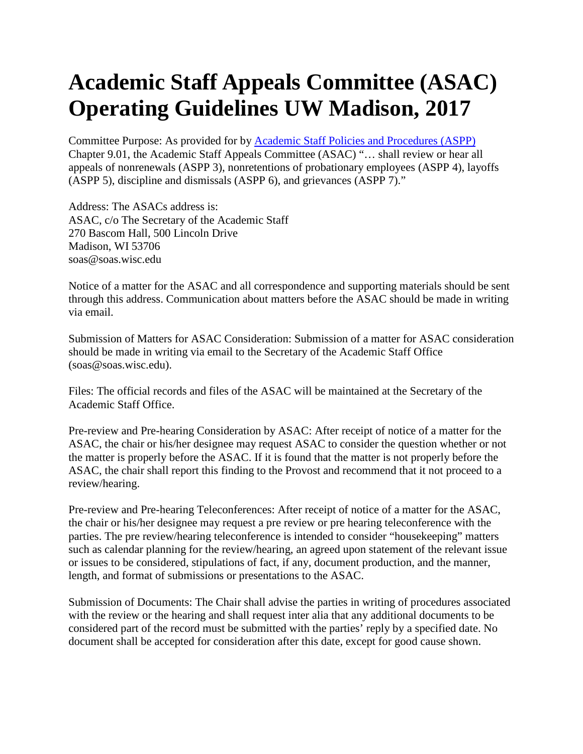# Academic Staff Appeals Committee (ASAC) Operating Guidelines UW Madison, 2017

Committee Purpose: As provided for by [Academic Staff Policies and Procedures (ASPP)] Chapter 9.01, the Academic Staff Appeals Committee (ASAC) "… shall review or hear all appeals of nonrenewals (ASPP 3), nonretentions of probationary employees (ASPP 4), layoffs (ASPP 5), discipline and dismissals (ASPP 6), and grievances (ASPP 7)."

Address: The ASACs address is:
ASAC, c/o The Secretary of the Academic Staff
270 Bascom Hall, 500 Lincoln Drive
Madison, WI 53706
soas@soas.wisc.edu

Notice of a matter for the ASAC and all correspondence and supporting materials should be sent through this address. Communication about matters before the ASAC should be made in writing via email.

Submission of Matters for ASAC Consideration: Submission of a matter for ASAC consideration should be made in writing via email to the Secretary of the Academic Staff Office (soas@soas.wisc.edu).

Files: The official records and files of the ASAC will be maintained at the Secretary of the Academic Staff Office.

Pre-review and Pre-hearing Consideration by ASAC: After receipt of notice of a matter for the ASAC, the chair or his/her designee may request ASAC to consider the question whether or not the matter is properly before the ASAC. If it is found that the matter is not properly before the ASAC, the chair shall report this finding to the Provost and recommend that it not proceed to a review/hearing.

Pre-review and Pre-hearing Teleconferences: After receipt of notice of a matter for the ASAC, the chair or his/her designee may request a pre review or pre hearing teleconference with the parties. The pre review/hearing teleconference is intended to consider "housekeeping" matters such as calendar planning for the review/hearing, an agreed upon statement of the relevant issue or issues to be considered, stipulations of fact, if any, document production, and the manner, length, and format of submissions or presentations to the ASAC.

Submission of Documents: The Chair shall advise the parties in writing of procedures associated with the review or the hearing and shall request inter alia that any additional documents to be considered part of the record must be submitted with the parties' reply by a specified date. No document shall be accepted for consideration after this date, except for good cause shown.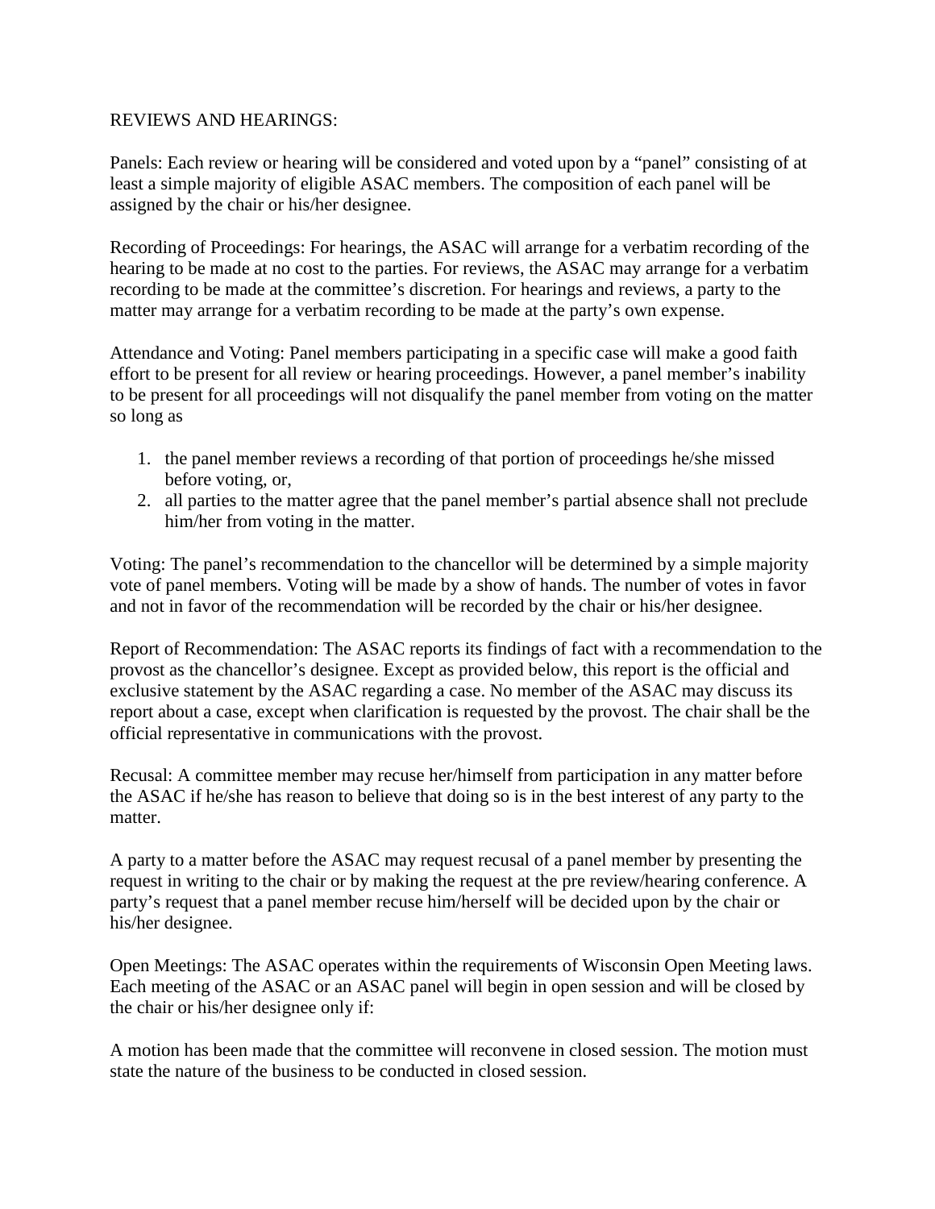REVIEWS AND HEARINGS:

Panels: Each review or hearing will be considered and voted upon by a "panel" consisting of at least a simple majority of eligible ASAC members. The composition of each panel will be assigned by the chair or his/her designee.

Recording of Proceedings: For hearings, the ASAC will arrange for a verbatim recording of the hearing to be made at no cost to the parties. For reviews, the ASAC may arrange for a verbatim recording to be made at the committee's discretion. For hearings and reviews, a party to the matter may arrange for a verbatim recording to be made at the party's own expense.

Attendance and Voting: Panel members participating in a specific case will make a good faith effort to be present for all review or hearing proceedings. However, a panel member's inability to be present for all proceedings will not disqualify the panel member from voting on the matter so long as

1. the panel member reviews a recording of that portion of proceedings he/she missed before voting, or,
2. all parties to the matter agree that the panel member's partial absence shall not preclude him/her from voting in the matter.

Voting: The panel's recommendation to the chancellor will be determined by a simple majority vote of panel members. Voting will be made by a show of hands. The number of votes in favor and not in favor of the recommendation will be recorded by the chair or his/her designee.

Report of Recommendation: The ASAC reports its findings of fact with a recommendation to the provost as the chancellor's designee. Except as provided below, this report is the official and exclusive statement by the ASAC regarding a case. No member of the ASAC may discuss its report about a case, except when clarification is requested by the provost. The chair shall be the official representative in communications with the provost.

Recusal: A committee member may recuse her/himself from participation in any matter before the ASAC if he/she has reason to believe that doing so is in the best interest of any party to the matter.

A party to a matter before the ASAC may request recusal of a panel member by presenting the request in writing to the chair or by making the request at the pre review/hearing conference. A party's request that a panel member recuse him/herself will be decided upon by the chair or his/her designee.

Open Meetings: The ASAC operates within the requirements of Wisconsin Open Meeting laws. Each meeting of the ASAC or an ASAC panel will begin in open session and will be closed by the chair or his/her designee only if:

A motion has been made that the committee will reconvene in closed session. The motion must state the nature of the business to be conducted in closed session.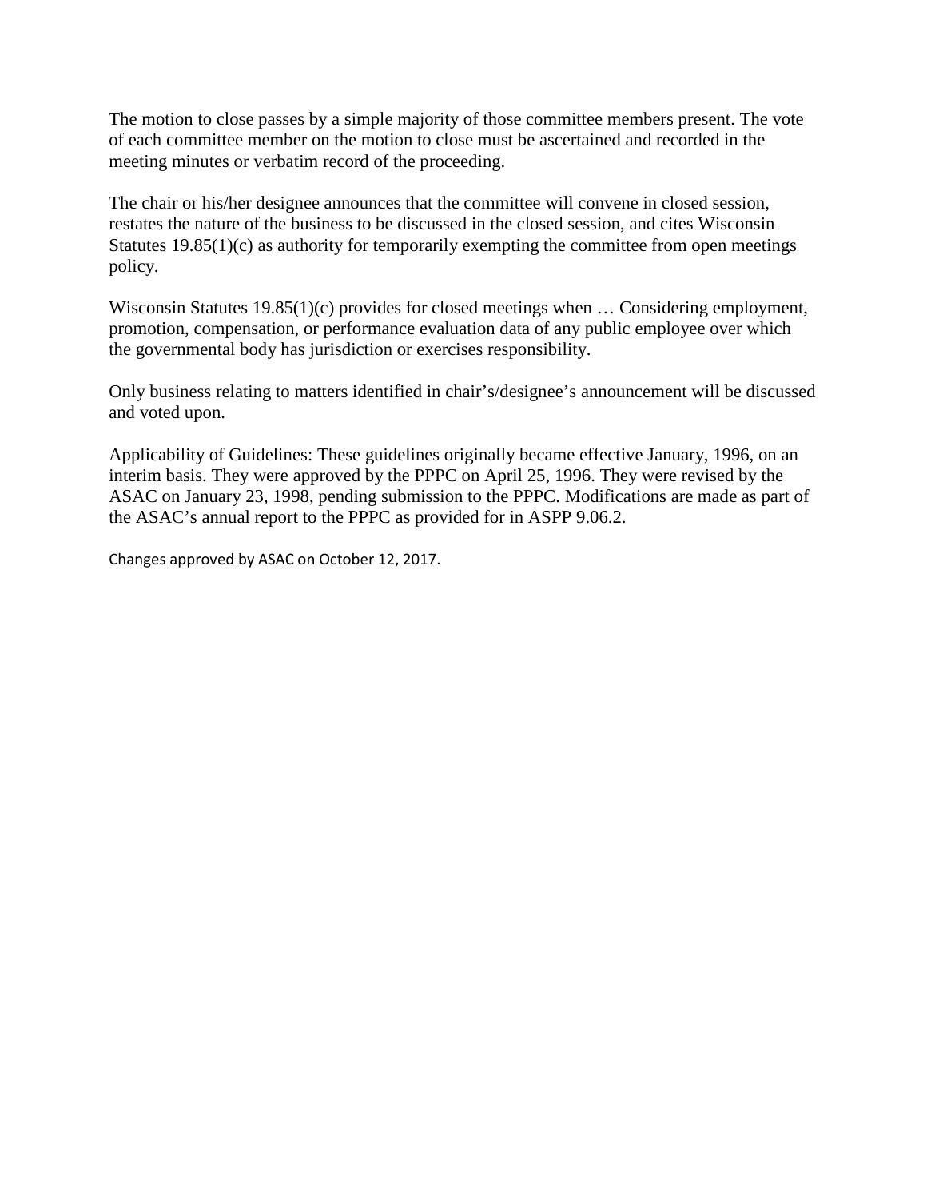The motion to close passes by a simple majority of those committee members present. The vote of each committee member on the motion to close must be ascertained and recorded in the meeting minutes or verbatim record of the proceeding.

The chair or his/her designee announces that the committee will convene in closed session, restates the nature of the business to be discussed in the closed session, and cites Wisconsin Statutes 19.85(1)(c) as authority for temporarily exempting the committee from open meetings policy.

Wisconsin Statutes 19.85(1)(c) provides for closed meetings when … Considering employment, promotion, compensation, or performance evaluation data of any public employee over which the governmental body has jurisdiction or exercises responsibility.

Only business relating to matters identified in chair's/designee's announcement will be discussed and voted upon.

Applicability of Guidelines: These guidelines originally became effective January, 1996, on an interim basis. They were approved by the PPPC on April 25, 1996. They were revised by the ASAC on January 23, 1998, pending submission to the PPPC. Modifications are made as part of the ASAC's annual report to the PPPC as provided for in ASPP 9.06.2.

Changes approved by ASAC on October 12, 2017.